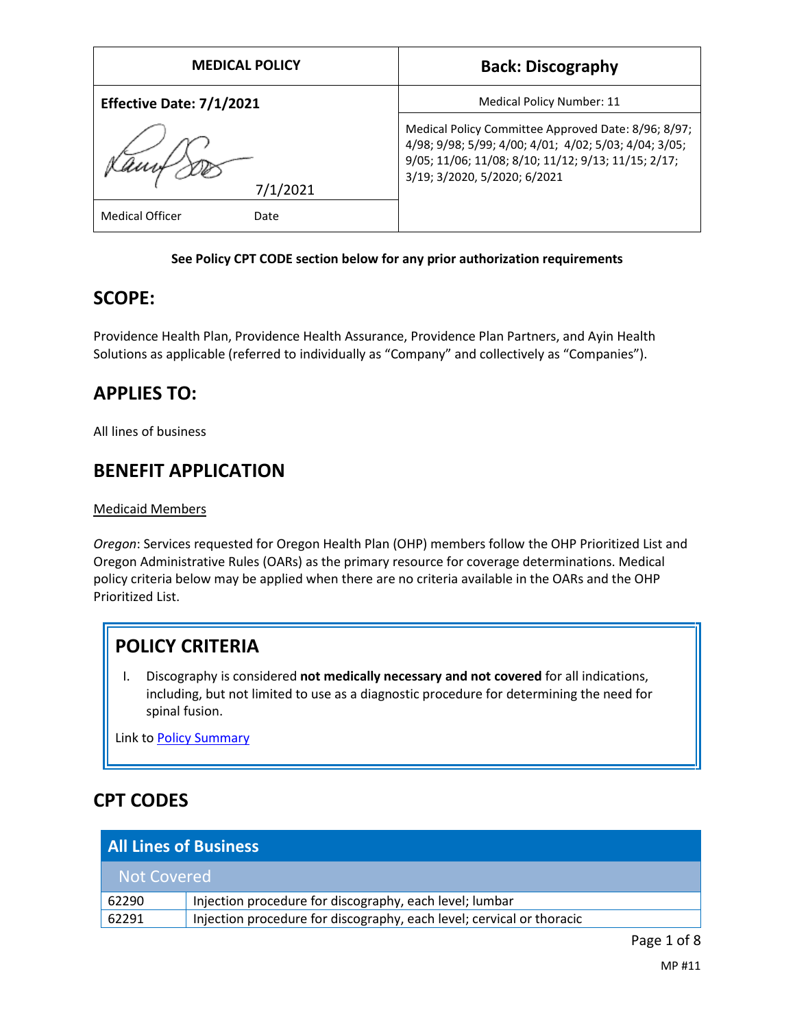| MEDICAL POLICY | Back: Discography |
| --- | --- |
| **Effective Date: 7/1/2021** | Medical Policy Number: 11 |
| 7/1/2021 | Medical Policy Committee Approved Date: 8/96; 8/97; 4/98; 9/98; 5/99; 4/00; 4/01; 4/02; 5/03; 4/04; 3/05; 9/05; 11/06; 11/08; 8/10; 11/12; 9/13; 11/15; 2/17; 3/19; 3/2020, 5/2020; 6/2021 |
| Medical Officer Date | |

**See Policy CPT CODE section below for any prior authorization requirements**

## SCOPE:

Providence Health Plan, Providence Health Assurance, Providence Plan Partners, and Ayin Health Solutions as applicable (referred to individually as "Company" and collectively as "Companies").

## APPLIES TO:

All lines of business

## BENEFIT APPLICATION

Medicaid Members

*Oregon*: Services requested for Oregon Health Plan (OHP) members follow the OHP Prioritized List and Oregon Administrative Rules (OARs) as the primary resource for coverage determinations. Medical policy criteria below may be applied when there are no criteria available in the OARs and the OHP Prioritized List.

## POLICY CRITERIA

I. Discography is considered **not medically necessary and not covered** for all indications, including, but not limited to use as a diagnostic procedure for determining the need for spinal fusion.

Link to Policy Summary

## CPT CODES

| All Lines of Business | |
| --- | --- |
| **Not Covered** | |
| 62290 | Injection procedure for discography, each level; lumbar |
| 62291 | Injection procedure for discography, each level; cervical or thoracic |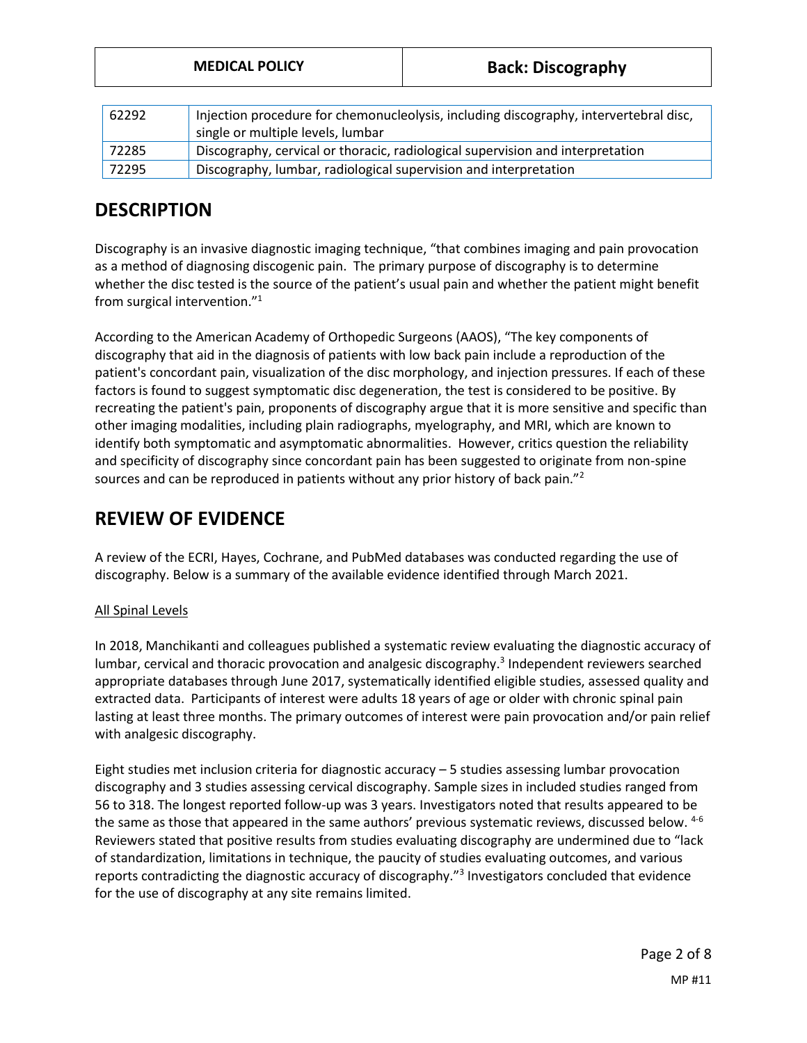| 62292 | Injection procedure for chemonucleolysis, including discography, intervertebral disc, single or multiple levels, lumbar |
|---|---|
| 72285 | Discography, cervical or thoracic, radiological supervision and interpretation |
| 72295 | Discography, lumbar, radiological supervision and interpretation |

# DESCRIPTION

Discography is an invasive diagnostic imaging technique, "that combines imaging and pain provocation as a method of diagnosing discogenic pain. The primary purpose of discography is to determine whether the disc tested is the source of the patient's usual pain and whether the patient might benefit from surgical intervention."[1]

According to the American Academy of Orthopedic Surgeons (AAOS), "The key components of discography that aid in the diagnosis of patients with low back pain include a reproduction of the patient's concordant pain, visualization of the disc morphology, and injection pressures. If each of these factors is found to suggest symptomatic disc degeneration, the test is considered to be positive. By recreating the patient's pain, proponents of discography argue that it is more sensitive and specific than other imaging modalities, including plain radiographs, myelography, and MRI, which are known to identify both symptomatic and asymptomatic abnormalities. However, critics question the reliability and specificity of discography since concordant pain has been suggested to originate from non-spine sources and can be reproduced in patients without any prior history of back pain."[2]

# REVIEW OF EVIDENCE

A review of the ECRI, Hayes, Cochrane, and PubMed databases was conducted regarding the use of discography. Below is a summary of the available evidence identified through March 2021.

<u>All Spinal Levels</u>

In 2018, Manchikanti and colleagues published a systematic review evaluating the diagnostic accuracy of lumbar, cervical and thoracic provocation and analgesic discography.[3] Independent reviewers searched appropriate databases through June 2017, systematically identified eligible studies, assessed quality and extracted data. Participants of interest were adults 18 years of age or older with chronic spinal pain lasting at least three months. The primary outcomes of interest were pain provocation and/or pain relief with analgesic discography.

Eight studies met inclusion criteria for diagnostic accuracy – 5 studies assessing lumbar provocation discography and 3 studies assessing cervical discography. Sample sizes in included studies ranged from 56 to 318. The longest reported follow-up was 3 years. Investigators noted that results appeared to be the same as those that appeared in the same authors' previous systematic reviews, discussed below.[4-6] Reviewers stated that positive results from studies evaluating discography are undermined due to "lack of standardization, limitations in technique, the paucity of studies evaluating outcomes, and various reports contradicting the diagnostic accuracy of discography."[3] Investigators concluded that evidence for the use of discography at any site remains limited.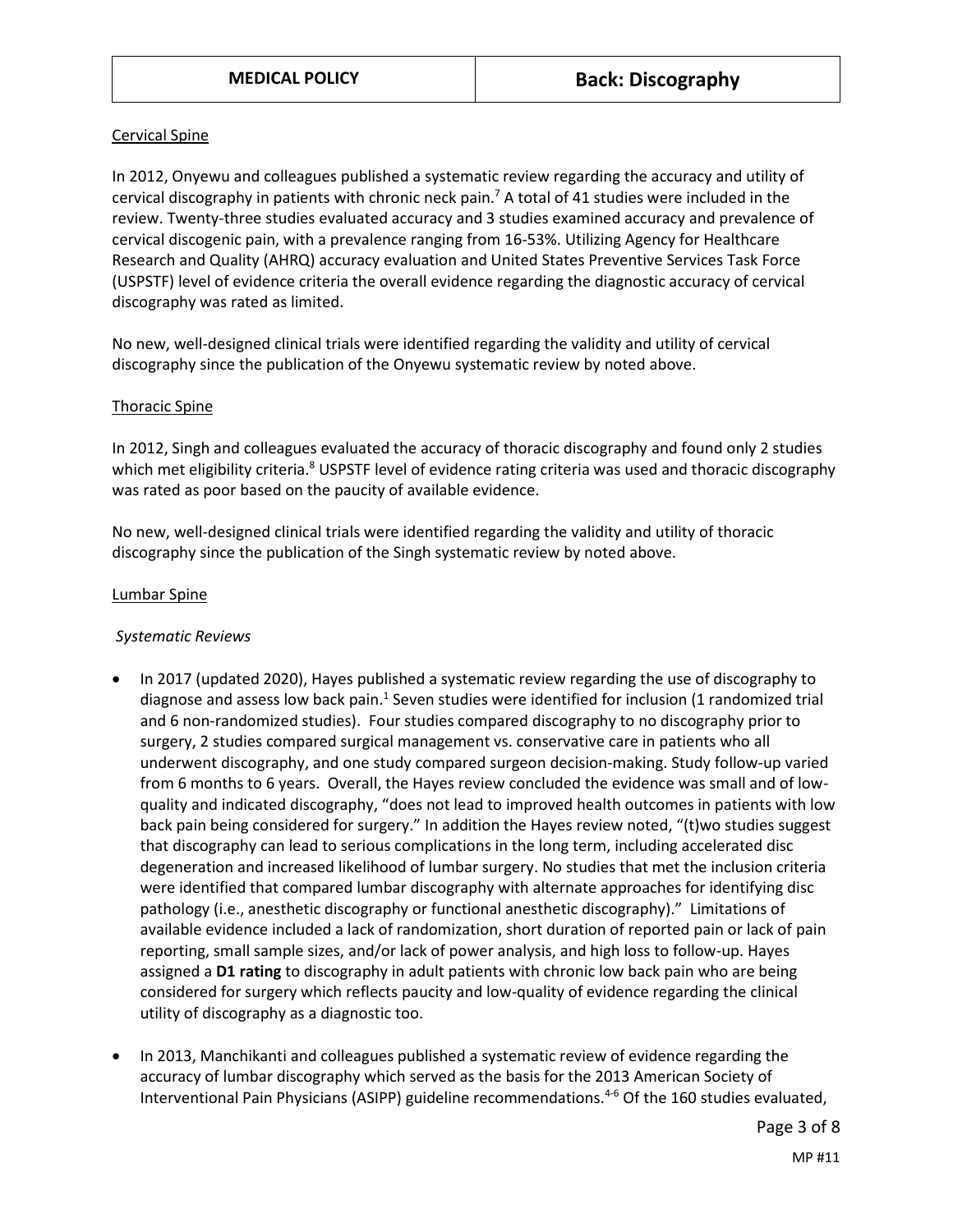Cervical Spine

In 2012, Onyewu and colleagues published a systematic review regarding the accuracy and utility of cervical discography in patients with chronic neck pain.[7] A total of 41 studies were included in the review. Twenty-three studies evaluated accuracy and 3 studies examined accuracy and prevalence of cervical discogenic pain, with a prevalence ranging from 16-53%. Utilizing Agency for Healthcare Research and Quality (AHRQ) accuracy evaluation and United States Preventive Services Task Force (USPSTF) level of evidence criteria the overall evidence regarding the diagnostic accuracy of cervical discography was rated as limited.

No new, well-designed clinical trials were identified regarding the validity and utility of cervical discography since the publication of the Onyewu systematic review by noted above.

Thoracic Spine

In 2012, Singh and colleagues evaluated the accuracy of thoracic discography and found only 2 studies which met eligibility criteria.[8] USPSTF level of evidence rating criteria was used and thoracic discography was rated as poor based on the paucity of available evidence.

No new, well-designed clinical trials were identified regarding the validity and utility of thoracic discography since the publication of the Singh systematic review by noted above.

Lumbar Spine

*Systematic Reviews*

- In 2017 (updated 2020), Hayes published a systematic review regarding the use of discography to diagnose and assess low back pain.[1] Seven studies were identified for inclusion (1 randomized trial and 6 non-randomized studies). Four studies compared discography to no discography prior to surgery, 2 studies compared surgical management vs. conservative care in patients who all underwent discography, and one study compared surgeon decision-making. Study follow-up varied from 6 months to 6 years. Overall, the Hayes review concluded the evidence was small and of low-quality and indicated discography, "does not lead to improved health outcomes in patients with low back pain being considered for surgery." In addition the Hayes review noted, "(t)wo studies suggest that discography can lead to serious complications in the long term, including accelerated disc degeneration and increased likelihood of lumbar surgery. No studies that met the inclusion criteria were identified that compared lumbar discography with alternate approaches for identifying disc pathology (i.e., anesthetic discography or functional anesthetic discography)." Limitations of available evidence included a lack of randomization, short duration of reported pain or lack of pain reporting, small sample sizes, and/or lack of power analysis, and high loss to follow-up. Hayes assigned a **D1 rating** to discography in adult patients with chronic low back pain who are being considered for surgery which reflects paucity and low-quality of evidence regarding the clinical utility of discography as a diagnostic too.

- In 2013, Manchikanti and colleagues published a systematic review of evidence regarding the accuracy of lumbar discography which served as the basis for the 2013 American Society of Interventional Pain Physicians (ASIPP) guideline recommendations.[4-6] Of the 160 studies evaluated,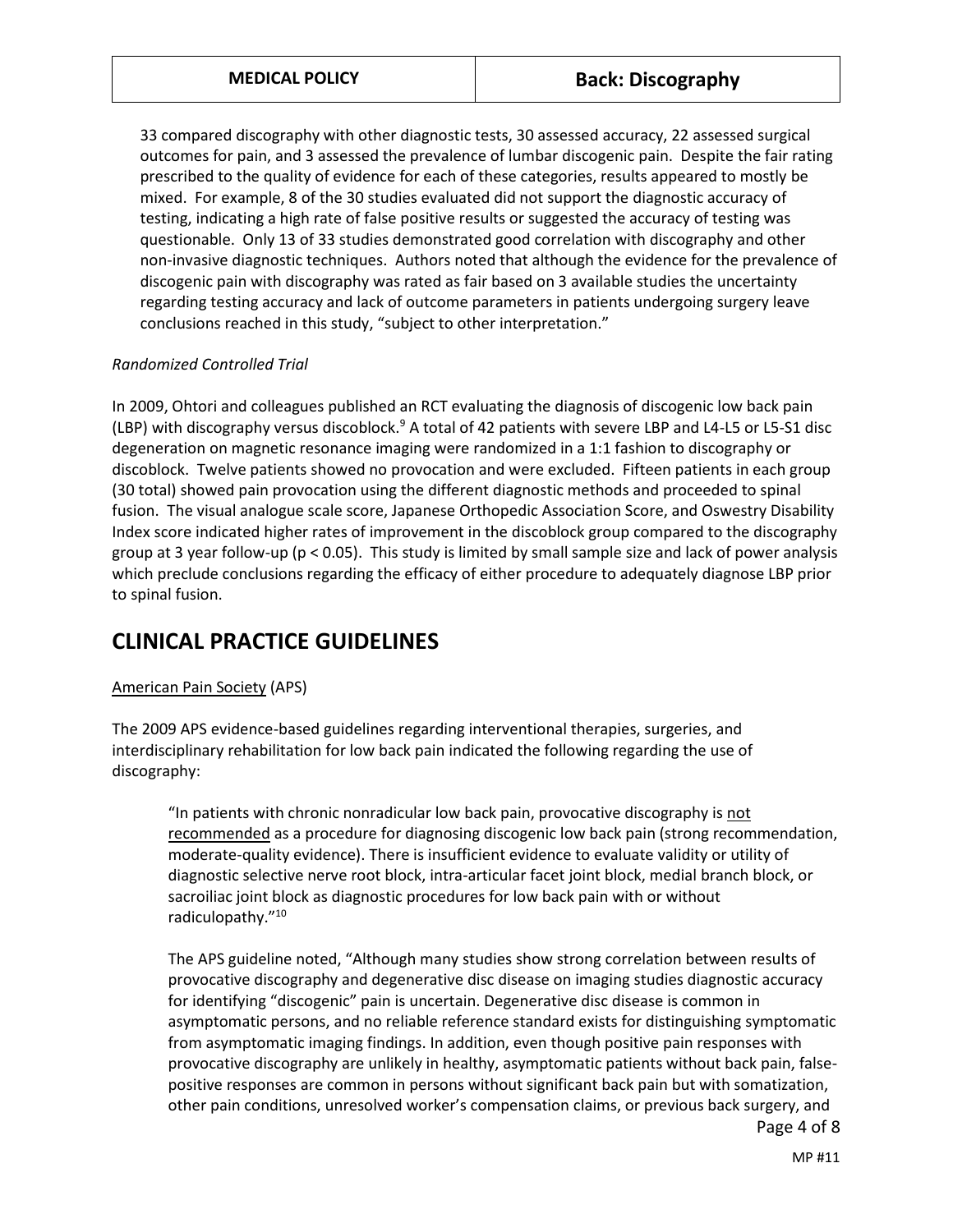33 compared discography with other diagnostic tests, 30 assessed accuracy, 22 assessed surgical outcomes for pain, and 3 assessed the prevalence of lumbar discogenic pain. Despite the fair rating prescribed to the quality of evidence for each of these categories, results appeared to mostly be mixed. For example, 8 of the 30 studies evaluated did not support the diagnostic accuracy of testing, indicating a high rate of false positive results or suggested the accuracy of testing was questionable. Only 13 of 33 studies demonstrated good correlation with discography and other non-invasive diagnostic techniques. Authors noted that although the evidence for the prevalence of discogenic pain with discography was rated as fair based on 3 available studies the uncertainty regarding testing accuracy and lack of outcome parameters in patients undergoing surgery leave conclusions reached in this study, "subject to other interpretation."

*Randomized Controlled Trial*

In 2009, Ohtori and colleagues published an RCT evaluating the diagnosis of discogenic low back pain (LBP) with discography versus discoblock.[9] A total of 42 patients with severe LBP and L4-L5 or L5-S1 disc degeneration on magnetic resonance imaging were randomized in a 1:1 fashion to discography or discoblock. Twelve patients showed no provocation and were excluded. Fifteen patients in each group (30 total) showed pain provocation using the different diagnostic methods and proceeded to spinal fusion. The visual analogue scale score, Japanese Orthopedic Association Score, and Oswestry Disability Index score indicated higher rates of improvement in the discoblock group compared to the discography group at 3 year follow-up ($p < 0.05$). This study is limited by small sample size and lack of power analysis which preclude conclusions regarding the efficacy of either procedure to adequately diagnose LBP prior to spinal fusion.

## CLINICAL PRACTICE GUIDELINES

American Pain Society (APS)

The 2009 APS evidence-based guidelines regarding interventional therapies, surgeries, and interdisciplinary rehabilitation for low back pain indicated the following regarding the use of discography:

> "In patients with chronic nonradicular low back pain, provocative discography is not recommended as a procedure for diagnosing discogenic low back pain (strong recommendation, moderate-quality evidence). There is insufficient evidence to evaluate validity or utility of diagnostic selective nerve root block, intra-articular facet joint block, medial branch block, or sacroiliac joint block as diagnostic procedures for low back pain with or without radiculopathy."[10]
>
> The APS guideline noted, "Although many studies show strong correlation between results of provocative discography and degenerative disc disease on imaging studies diagnostic accuracy for identifying "discogenic" pain is uncertain. Degenerative disc disease is common in asymptomatic persons, and no reliable reference standard exists for distinguishing symptomatic from asymptomatic imaging findings. In addition, even though positive pain responses with provocative discography are unlikely in healthy, asymptomatic patients without back pain, false-positive responses are common in persons without significant back pain but with somatization, other pain conditions, unresolved worker's compensation claims, or previous back surgery, and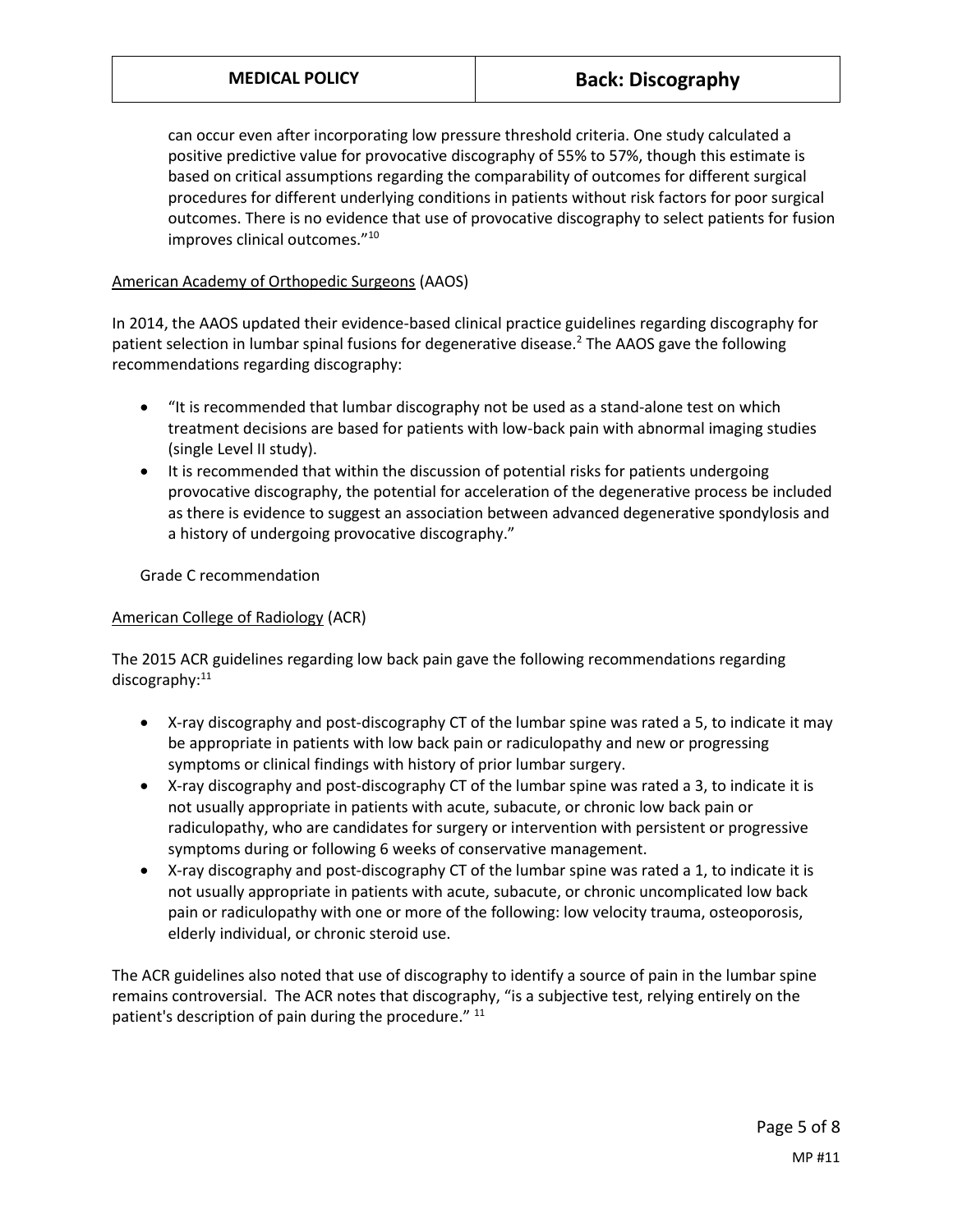can occur even after incorporating low pressure threshold criteria. One study calculated a positive predictive value for provocative discography of 55% to 57%, though this estimate is based on critical assumptions regarding the comparability of outcomes for different surgical procedures for different underlying conditions in patients without risk factors for poor surgical outcomes. There is no evidence that use of provocative discography to select patients for fusion improves clinical outcomes."[10]

American Academy of Orthopedic Surgeons (AAOS)

In 2014, the AAOS updated their evidence-based clinical practice guidelines regarding discography for patient selection in lumbar spinal fusions for degenerative disease.[2] The AAOS gave the following recommendations regarding discography:

- "It is recommended that lumbar discography not be used as a stand-alone test on which treatment decisions are based for patients with low-back pain with abnormal imaging studies (single Level II study).
- It is recommended that within the discussion of potential risks for patients undergoing provocative discography, the potential for acceleration of the degenerative process be included as there is evidence to suggest an association between advanced degenerative spondylosis and a history of undergoing provocative discography."

Grade C recommendation

American College of Radiology (ACR)

The 2015 ACR guidelines regarding low back pain gave the following recommendations regarding discography:[11]

- X-ray discography and post-discography CT of the lumbar spine was rated a 5, to indicate it may be appropriate in patients with low back pain or radiculopathy and new or progressing symptoms or clinical findings with history of prior lumbar surgery.
- X-ray discography and post-discography CT of the lumbar spine was rated a 3, to indicate it is not usually appropriate in patients with acute, subacute, or chronic low back pain or radiculopathy, who are candidates for surgery or intervention with persistent or progressive symptoms during or following 6 weeks of conservative management.
- X-ray discography and post-discography CT of the lumbar spine was rated a 1, to indicate it is not usually appropriate in patients with acute, subacute, or chronic uncomplicated low back pain or radiculopathy with one or more of the following: low velocity trauma, osteoporosis, elderly individual, or chronic steroid use.

The ACR guidelines also noted that use of discography to identify a source of pain in the lumbar spine remains controversial. The ACR notes that discography, "is a subjective test, relying entirely on the patient's description of pain during the procedure." [11]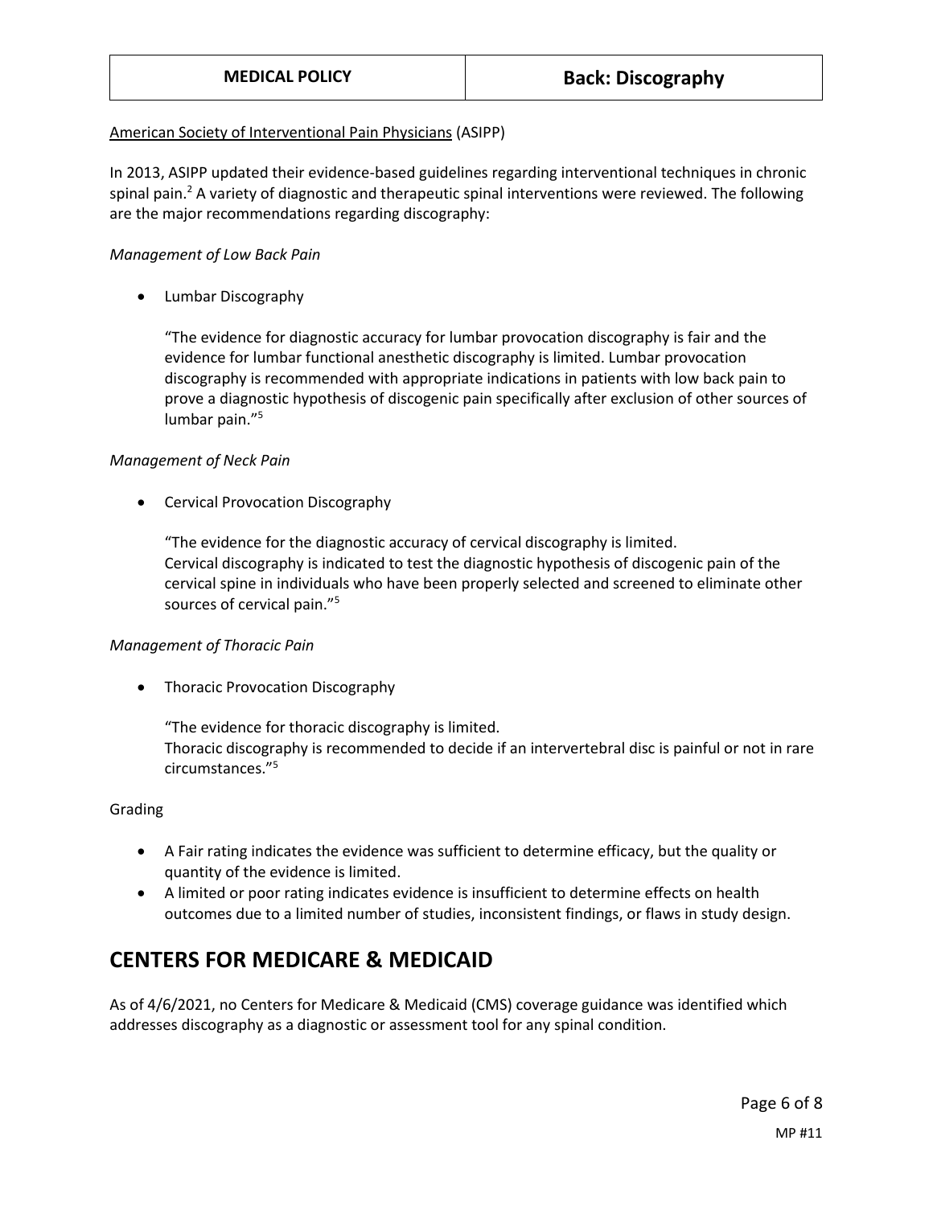American Society of Interventional Pain Physicians (ASIPP)

In 2013, ASIPP updated their evidence-based guidelines regarding interventional techniques in chronic spinal pain.[2] A variety of diagnostic and therapeutic spinal interventions were reviewed. The following are the major recommendations regarding discography:

*Management of Low Back Pain*

- Lumbar Discography

  "The evidence for diagnostic accuracy for lumbar provocation discography is fair and the evidence for lumbar functional anesthetic discography is limited. Lumbar provocation discography is recommended with appropriate indications in patients with low back pain to prove a diagnostic hypothesis of discogenic pain specifically after exclusion of other sources of lumbar pain."[5]

*Management of Neck Pain*

- Cervical Provocation Discography

  "The evidence for the diagnostic accuracy of cervical discography is limited.
  Cervical discography is indicated to test the diagnostic hypothesis of discogenic pain of the cervical spine in individuals who have been properly selected and screened to eliminate other sources of cervical pain."[5]

*Management of Thoracic Pain*

- Thoracic Provocation Discography

  "The evidence for thoracic discography is limited.
  Thoracic discography is recommended to decide if an intervertebral disc is painful or not in rare circumstances."[5]

Grading

- A Fair rating indicates the evidence was sufficient to determine efficacy, but the quality or quantity of the evidence is limited.
- A limited or poor rating indicates evidence is insufficient to determine effects on health outcomes due to a limited number of studies, inconsistent findings, or flaws in study design.

## CENTERS FOR MEDICARE & MEDICAID

As of 4/6/2021, no Centers for Medicare & Medicaid (CMS) coverage guidance was identified which addresses discography as a diagnostic or assessment tool for any spinal condition.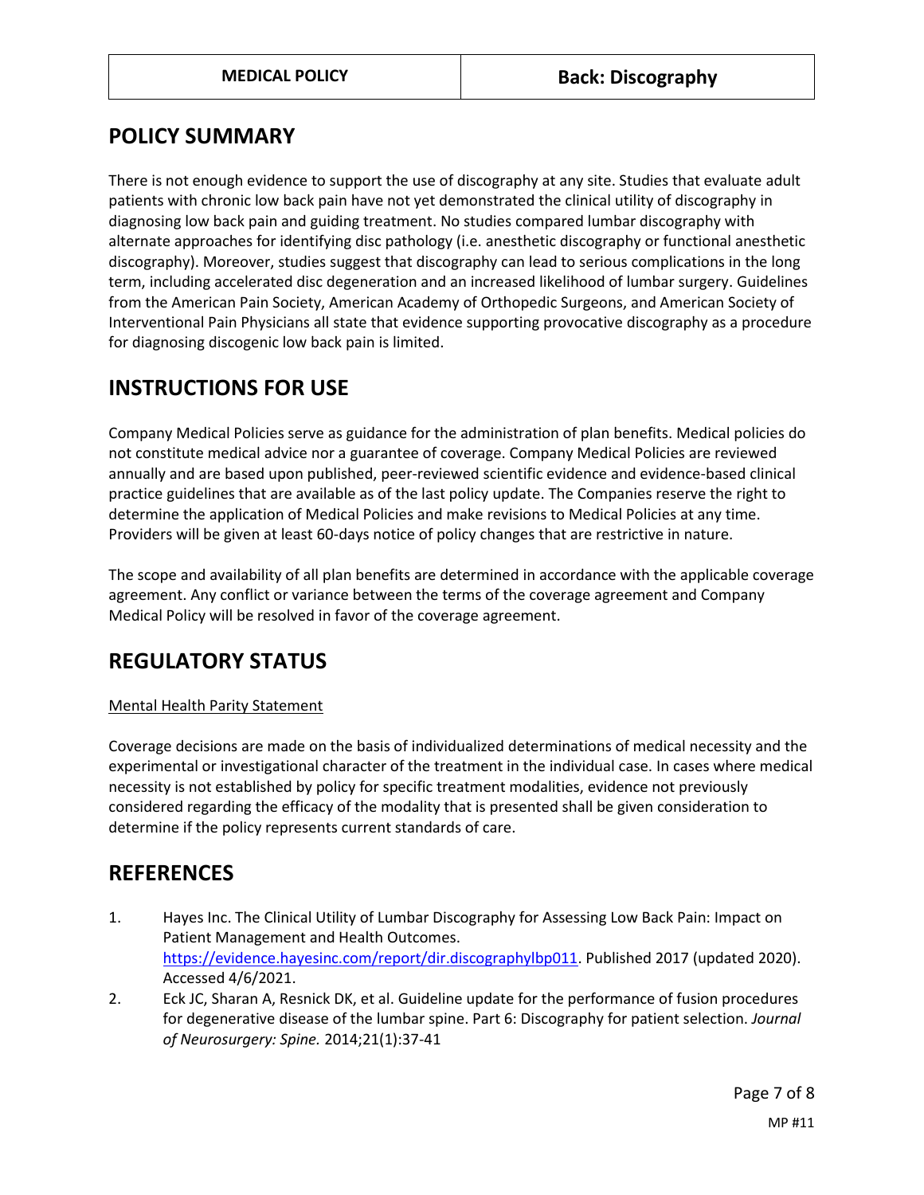## POLICY SUMMARY

There is not enough evidence to support the use of discography at any site. Studies that evaluate adult patients with chronic low back pain have not yet demonstrated the clinical utility of discography in diagnosing low back pain and guiding treatment. No studies compared lumbar discography with alternate approaches for identifying disc pathology (i.e. anesthetic discography or functional anesthetic discography). Moreover, studies suggest that discography can lead to serious complications in the long term, including accelerated disc degeneration and an increased likelihood of lumbar surgery. Guidelines from the American Pain Society, American Academy of Orthopedic Surgeons, and American Society of Interventional Pain Physicians all state that evidence supporting provocative discography as a procedure for diagnosing discogenic low back pain is limited.

## INSTRUCTIONS FOR USE

Company Medical Policies serve as guidance for the administration of plan benefits. Medical policies do not constitute medical advice nor a guarantee of coverage. Company Medical Policies are reviewed annually and are based upon published, peer-reviewed scientific evidence and evidence-based clinical practice guidelines that are available as of the last policy update. The Companies reserve the right to determine the application of Medical Policies and make revisions to Medical Policies at any time. Providers will be given at least 60-days notice of policy changes that are restrictive in nature.

The scope and availability of all plan benefits are determined in accordance with the applicable coverage agreement. Any conflict or variance between the terms of the coverage agreement and Company Medical Policy will be resolved in favor of the coverage agreement.

## REGULATORY STATUS

Mental Health Parity Statement

Coverage decisions are made on the basis of individualized determinations of medical necessity and the experimental or investigational character of the treatment in the individual case. In cases where medical necessity is not established by policy for specific treatment modalities, evidence not previously considered regarding the efficacy of the modality that is presented shall be given consideration to determine if the policy represents current standards of care.

## REFERENCES

1. Hayes Inc. The Clinical Utility of Lumbar Discography for Assessing Low Back Pain: Impact on Patient Management and Health Outcomes. https://evidence.hayesinc.com/report/dir.discographylbp011. Published 2017 (updated 2020). Accessed 4/6/2021.
2. Eck JC, Sharan A, Resnick DK, et al. Guideline update for the performance of fusion procedures for degenerative disease of the lumbar spine. Part 6: Discography for patient selection. *Journal of Neurosurgery: Spine.* 2014;21(1):37-41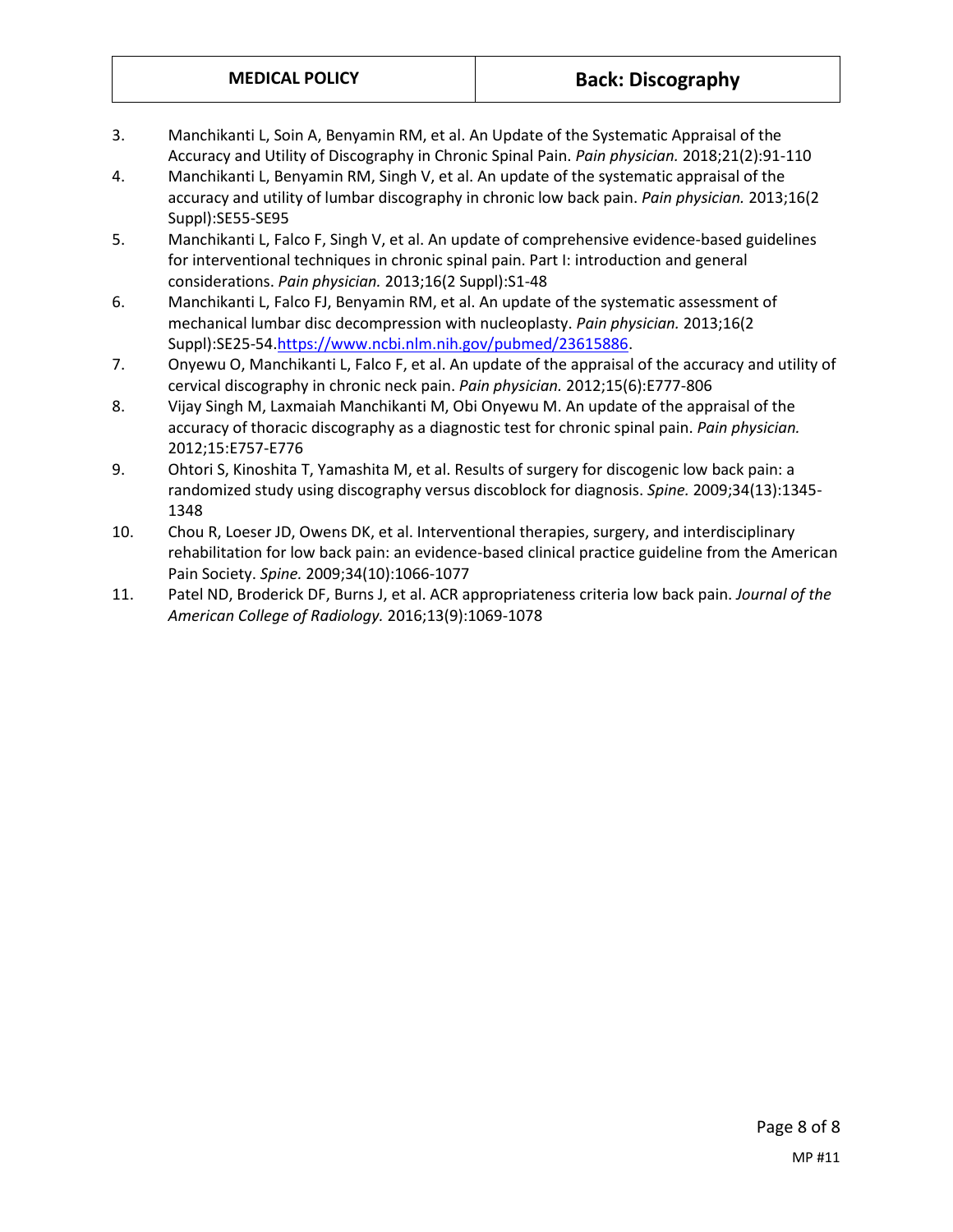3. Manchikanti L, Soin A, Benyamin RM, et al. An Update of the Systematic Appraisal of the Accuracy and Utility of Discography in Chronic Spinal Pain. *Pain physician.* 2018;21(2):91-110
4. Manchikanti L, Benyamin RM, Singh V, et al. An update of the systematic appraisal of the accuracy and utility of lumbar discography in chronic low back pain. *Pain physician.* 2013;16(2 Suppl):SE55-SE95
5. Manchikanti L, Falco F, Singh V, et al. An update of comprehensive evidence-based guidelines for interventional techniques in chronic spinal pain. Part I: introduction and general considerations. *Pain physician.* 2013;16(2 Suppl):S1-48
6. Manchikanti L, Falco FJ, Benyamin RM, et al. An update of the systematic assessment of mechanical lumbar disc decompression with nucleoplasty. *Pain physician.* 2013;16(2 Suppl):SE25-54.https://www.ncbi.nlm.nih.gov/pubmed/23615886.
7. Onyewu O, Manchikanti L, Falco F, et al. An update of the appraisal of the accuracy and utility of cervical discography in chronic neck pain. *Pain physician.* 2012;15(6):E777-806
8. Vijay Singh M, Laxmaiah Manchikanti M, Obi Onyewu M. An update of the appraisal of the accuracy of thoracic discography as a diagnostic test for chronic spinal pain. *Pain physician.* 2012;15:E757-E776
9. Ohtori S, Kinoshita T, Yamashita M, et al. Results of surgery for discogenic low back pain: a randomized study using discography versus discoblock for diagnosis. *Spine.* 2009;34(13):1345-1348
10. Chou R, Loeser JD, Owens DK, et al. Interventional therapies, surgery, and interdisciplinary rehabilitation for low back pain: an evidence-based clinical practice guideline from the American Pain Society. *Spine.* 2009;34(10):1066-1077
11. Patel ND, Broderick DF, Burns J, et al. ACR appropriateness criteria low back pain. *Journal of the American College of Radiology.* 2016;13(9):1069-1078